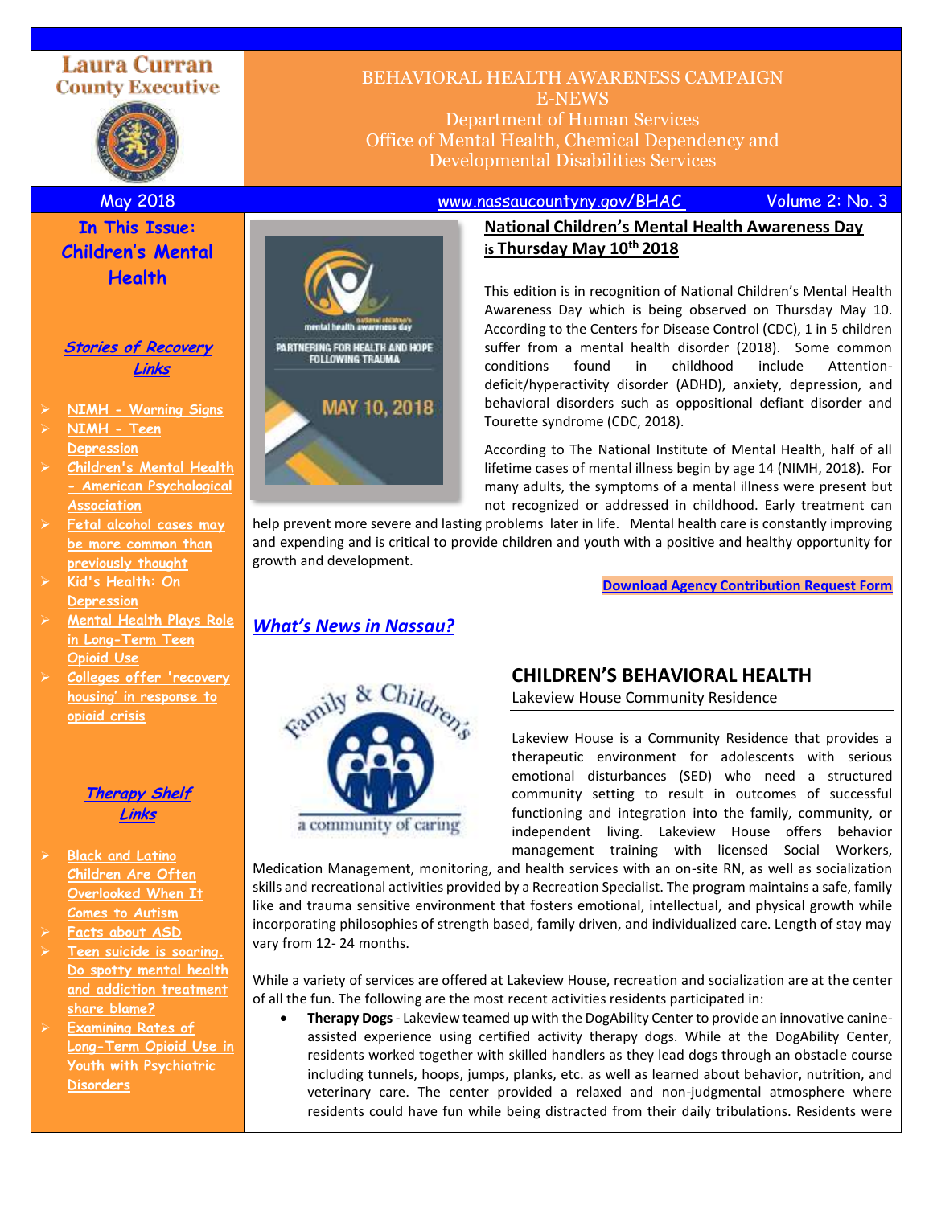Laura Curran
County Executive

BEHAVIORAL HEALTH AWARENESS CAMPAIGN
E-NEWS
Department of Human Services
Office of Mental Health, Chemical Dependency and Developmental Disabilities Services

May 2018 | www.nassaucountyny.gov/BHAC | Volume 2: No. 3

## In This Issue: Children's Mental Health

### *Stories of Recovery Links*

- NIMH - Warning Signs
- NIMH - Teen Depression
- Children's Mental Health - American Psychological Association
- Fetal alcohol cases may be more common than previously thought
- Kid's Health: On Depression
- Mental Health Plays Role in Long-Term Teen Opioid Use
- Colleges offer 'recovery housing' in response to opioid crisis

### *Therapy Shelf Links*

- Black and Latino Children Are Often Overlooked When It Comes to Autism
- Facts about ASD
- Teen suicide is soaring. Do spotty mental health and addiction treatment share blame?
- Examining Rates of Long-Term Opioid Use in Youth with Psychiatric Disorders

## National Children's Mental Health Awareness Day is Thursday May 10th 2018

This edition is in recognition of National Children's Mental Health Awareness Day which is being observed on Thursday May 10. According to the Centers for Disease Control (CDC), 1 in 5 children suffer from a mental health disorder (2018). Some common conditions found in childhood include Attention-deficit/hyperactivity disorder (ADHD), anxiety, depression, and behavioral disorders such as oppositional defiant disorder and Tourette syndrome (CDC, 2018).

According to The National Institute of Mental Health, half of all lifetime cases of mental illness begin by age 14 (NIMH, 2018). For many adults, the symptoms of a mental illness were present but not recognized or addressed in childhood. Early treatment can help prevent more severe and lasting problems later in life. Mental health care is constantly improving and expending and is critical to provide children and youth with a positive and healthy opportunity for growth and development.

**Download Agency Contribution Request Form**

## *What's News in Nassau?*

## CHILDREN'S BEHAVIORAL HEALTH

Lakeview House Community Residence

Lakeview House is a Community Residence that provides a therapeutic environment for adolescents with serious emotional disturbances (SED) who need a structured community setting to result in outcomes of successful functioning and integration into the family, community, or independent living. Lakeview House offers behavior management training with licensed Social Workers, Medication Management, monitoring, and health services with an on-site RN, as well as socialization skills and recreational activities provided by a Recreation Specialist. The program maintains a safe, family like and trauma sensitive environment that fosters emotional, intellectual, and physical growth while incorporating philosophies of strength based, family driven, and individualized care. Length of stay may vary from 12- 24 months.

While a variety of services are offered at Lakeview House, recreation and socialization are at the center of all the fun. The following are the most recent activities residents participated in:

- **Therapy Dogs** - Lakeview teamed up with the DogAbility Center to provide an innovative canine-assisted experience using certified activity therapy dogs. While at the DogAbility Center, residents worked together with skilled handlers as they lead dogs through an obstacle course including tunnels, hoops, jumps, planks, etc. as well as learned about behavior, nutrition, and veterinary care. The center provided a relaxed and non-judgmental atmosphere where residents could have fun while being distracted from their daily tribulations. Residents were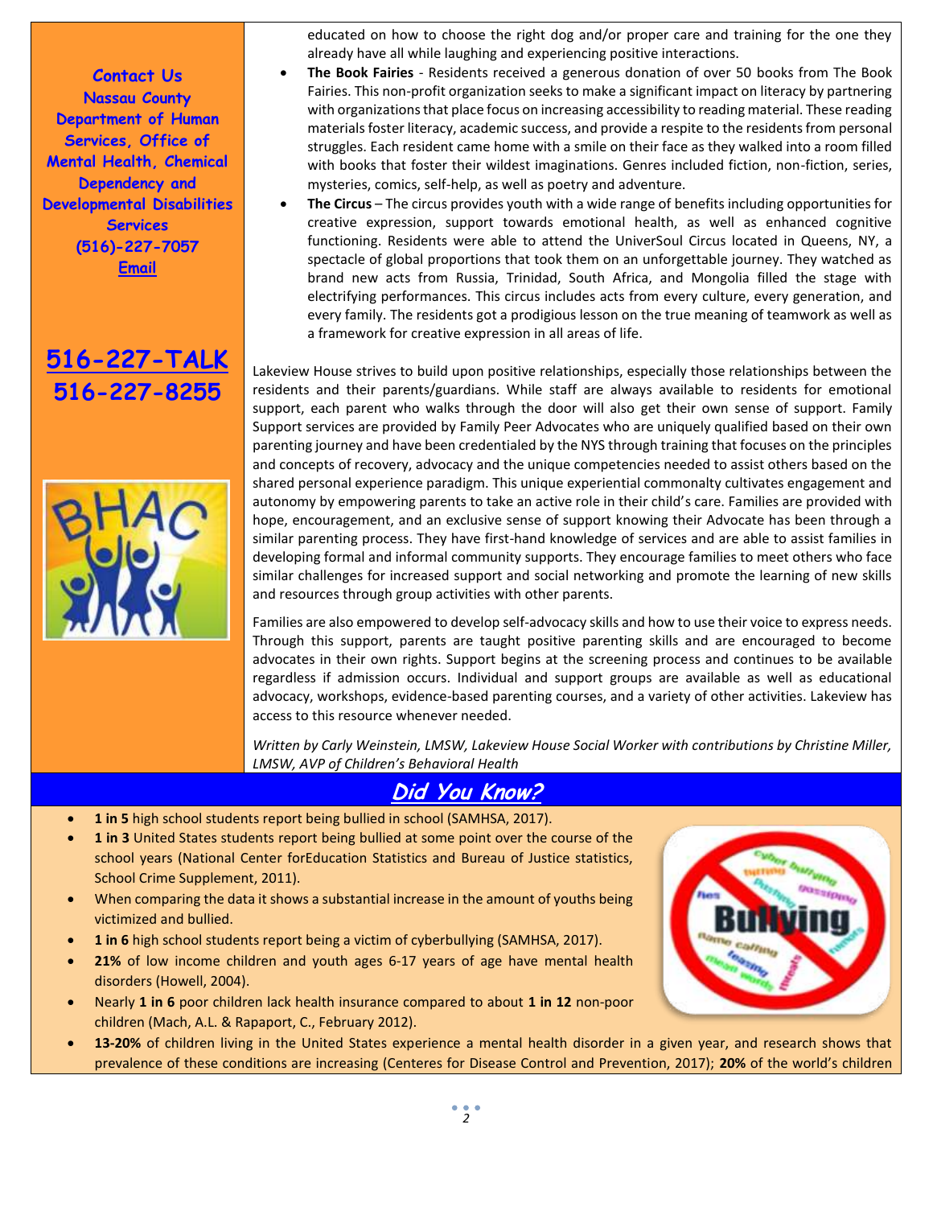**Contact Us**
**Nassau County Department of Human Services, Office of Mental Health, Chemical Dependency and Developmental Disabilities Services**
**(516)-227-7057**
**Email**

**516-227-TALK**
**516-227-8255**

educated on how to choose the right dog and/or proper care and training for the one they already have all while laughing and experiencing positive interactions.

- **The Book Fairies** - Residents received a generous donation of over 50 books from The Book Fairies. This non-profit organization seeks to make a significant impact on literacy by partnering with organizations that place focus on increasing accessibility to reading material. These reading materials foster literacy, academic success, and provide a respite to the residents from personal struggles. Each resident came home with a smile on their face as they walked into a room filled with books that foster their wildest imaginations. Genres included fiction, non-fiction, series, mysteries, comics, self-help, as well as poetry and adventure.
- **The Circus** – The circus provides youth with a wide range of benefits including opportunities for creative expression, support towards emotional health, as well as enhanced cognitive functioning. Residents were able to attend the UniverSoul Circus located in Queens, NY, a spectacle of global proportions that took them on an unforgettable journey. They watched as brand new acts from Russia, Trinidad, South Africa, and Mongolia filled the stage with electrifying performances. This circus includes acts from every culture, every generation, and every family. The residents got a prodigious lesson on the true meaning of teamwork as well as a framework for creative expression in all areas of life.

Lakeview House strives to build upon positive relationships, especially those relationships between the residents and their parents/guardians. While staff are always available to residents for emotional support, each parent who walks through the door will also get their own sense of support. Family Support services are provided by Family Peer Advocates who are uniquely qualified based on their own parenting journey and have been credentialed by the NYS through training that focuses on the principles and concepts of recovery, advocacy and the unique competencies needed to assist others based on the shared personal experience paradigm. This unique experiential commonalty cultivates engagement and autonomy by empowering parents to take an active role in their child's care. Families are provided with hope, encouragement, and an exclusive sense of support knowing their Advocate has been through a similar parenting process. They have first-hand knowledge of services and are able to assist families in developing formal and informal community supports. They encourage families to meet others who face similar challenges for increased support and social networking and promote the learning of new skills and resources through group activities with other parents.

Families are also empowered to develop self-advocacy skills and how to use their voice to express needs. Through this support, parents are taught positive parenting skills and are encouraged to become advocates in their own rights. Support begins at the screening process and continues to be available regardless if admission occurs. Individual and support groups are available as well as educational advocacy, workshops, evidence-based parenting courses, and a variety of other activities. Lakeview has access to this resource whenever needed.

*Written by Carly Weinstein, LMSW, Lakeview House Social Worker with contributions by Christine Miller, LMSW, AVP of Children's Behavioral Health*

## Did You Know?

- **1 in 5** high school students report being bullied in school (SAMHSA, 2017).
- **1 in 3** United States students report being bullied at some point over the course of the school years (National Center forEducation Statistics and Bureau of Justice statistics, School Crime Supplement, 2011).
- When comparing the data it shows a substantial increase in the amount of youths being victimized and bullied.
- **1 in 6** high school students report being a victim of cyberbullying (SAMHSA, 2017).
- **21%** of low income children and youth ages 6-17 years of age have mental health disorders (Howell, 2004).
- Nearly **1 in 6** poor children lack health insurance compared to about **1 in 12** non-poor children (Mach, A.L. & Rapaport, C., February 2012).
- **13-20%** of children living in the United States experience a mental health disorder in a given year, and research shows that prevalence of these conditions are increasing (Centeres for Disease Control and Prevention, 2017); **20%** of the world's children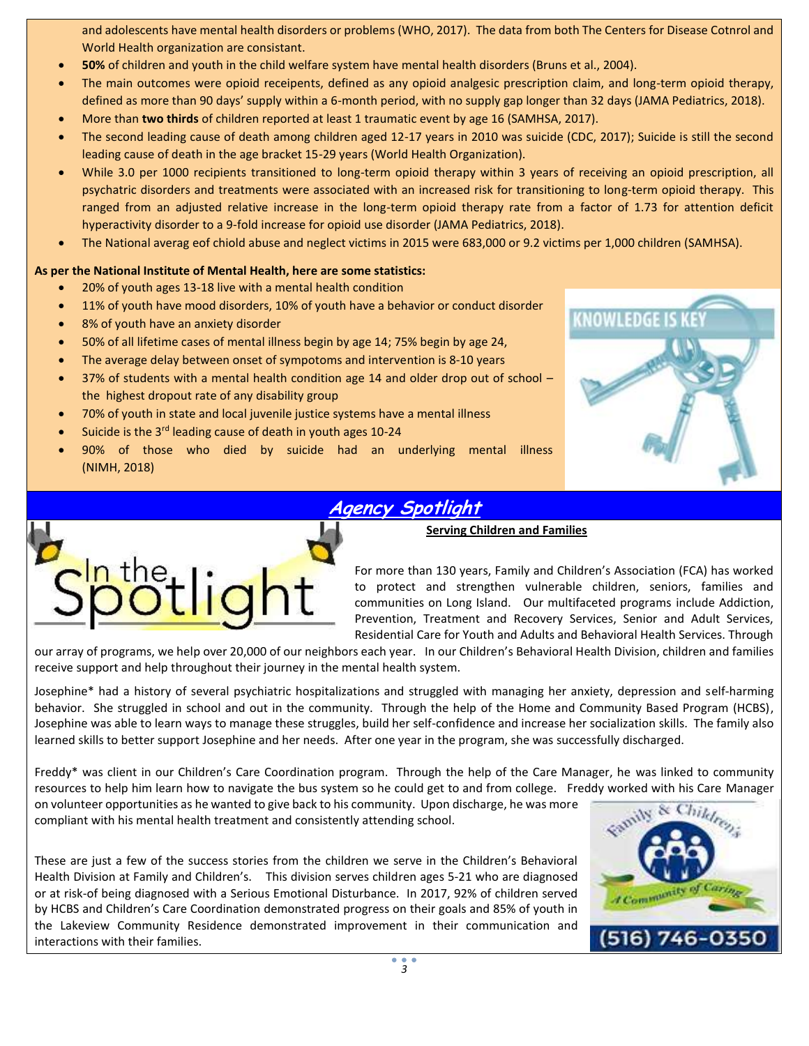and adolescents have mental health disorders or problems (WHO, 2017). The data from both The Centers for Disease Cotnrol and World Health organization are consistant.

- **50%** of children and youth in the child welfare system have mental health disorders (Bruns et al., 2004).
- The main outcomes were opioid receipents, defined as any opioid analgesic prescription claim, and long-term opioid therapy, defined as more than 90 days' supply within a 6-month period, with no supply gap longer than 32 days (JAMA Pediatrics, 2018).
- More than **two thirds** of children reported at least 1 traumatic event by age 16 (SAMHSA, 2017).
- The second leading cause of death among children aged 12-17 years in 2010 was suicide (CDC, 2017); Suicide is still the second leading cause of death in the age bracket 15-29 years (World Health Organization).
- While 3.0 per 1000 recipients transitioned to long-term opioid therapy within 3 years of receiving an opioid prescription, all psychatric disorders and treatments were associated with an increased risk for transitioning to long-term opioid therapy. This ranged from an adjusted relative increase in the long-term opioid therapy rate from a factor of 1.73 for attention deficit hyperactivity disorder to a 9-fold increase for opioid use disorder (JAMA Pediatrics, 2018).
- The National averag eof chiold abuse and neglect victims in 2015 were 683,000 or 9.2 victims per 1,000 children (SAMHSA).

**As per the National Institute of Mental Health, here are some statistics:**

- 20% of youth ages 13-18 live with a mental health condition
- 11% of youth have mood disorders, 10% of youth have a behavior or conduct disorder
- 8% of youth have an anxiety disorder
- 50% of all lifetime cases of mental illness begin by age 14; 75% begin by age 24,
- The average delay between onset of sympotoms and intervention is 8-10 years
- 37% of students with a mental health condition age 14 and older drop out of school – the highest dropout rate of any disability group
- 70% of youth in state and local juvenile justice systems have a mental illness
- Suicide is the 3rd leading cause of death in youth ages 10-24
- 90% of those who died by suicide had an underlying mental illness (NIMH, 2018)

## Agency Spotlight

**Serving Children and Families**

For more than 130 years, Family and Children's Association (FCA) has worked to protect and strengthen vulnerable children, seniors, families and communities on Long Island. Our multifaceted programs include Addiction, Prevention, Treatment and Recovery Services, Senior and Adult Services, Residential Care for Youth and Adults and Behavioral Health Services. Through our array of programs, we help over 20,000 of our neighbors each year. In our Children's Behavioral Health Division, children and families receive support and help throughout their journey in the mental health system.

Josephine* had a history of several psychiatric hospitalizations and struggled with managing her anxiety, depression and self-harming behavior. She struggled in school and out in the community. Through the help of the Home and Community Based Program (HCBS), Josephine was able to learn ways to manage these struggles, build her self-confidence and increase her socialization skills. The family also learned skills to better support Josephine and her needs. After one year in the program, she was successfully discharged.

Freddy* was client in our Children's Care Coordination program. Through the help of the Care Manager, he was linked to community resources to help him learn how to navigate the bus system so he could get to and from college. Freddy worked with his Care Manager on volunteer opportunities as he wanted to give back to his community. Upon discharge, he was more compliant with his mental health treatment and consistently attending school.

These are just a few of the success stories from the children we serve in the Children's Behavioral Health Division at Family and Children's. This division serves children ages 5-21 who are diagnosed or at risk-of being diagnosed with a Serious Emotional Disturbance. In 2017, 92% of children served by HCBS and Children's Care Coordination demonstrated progress on their goals and 85% of youth in the Lakeview Community Residence demonstrated improvement in their communication and interactions with their families.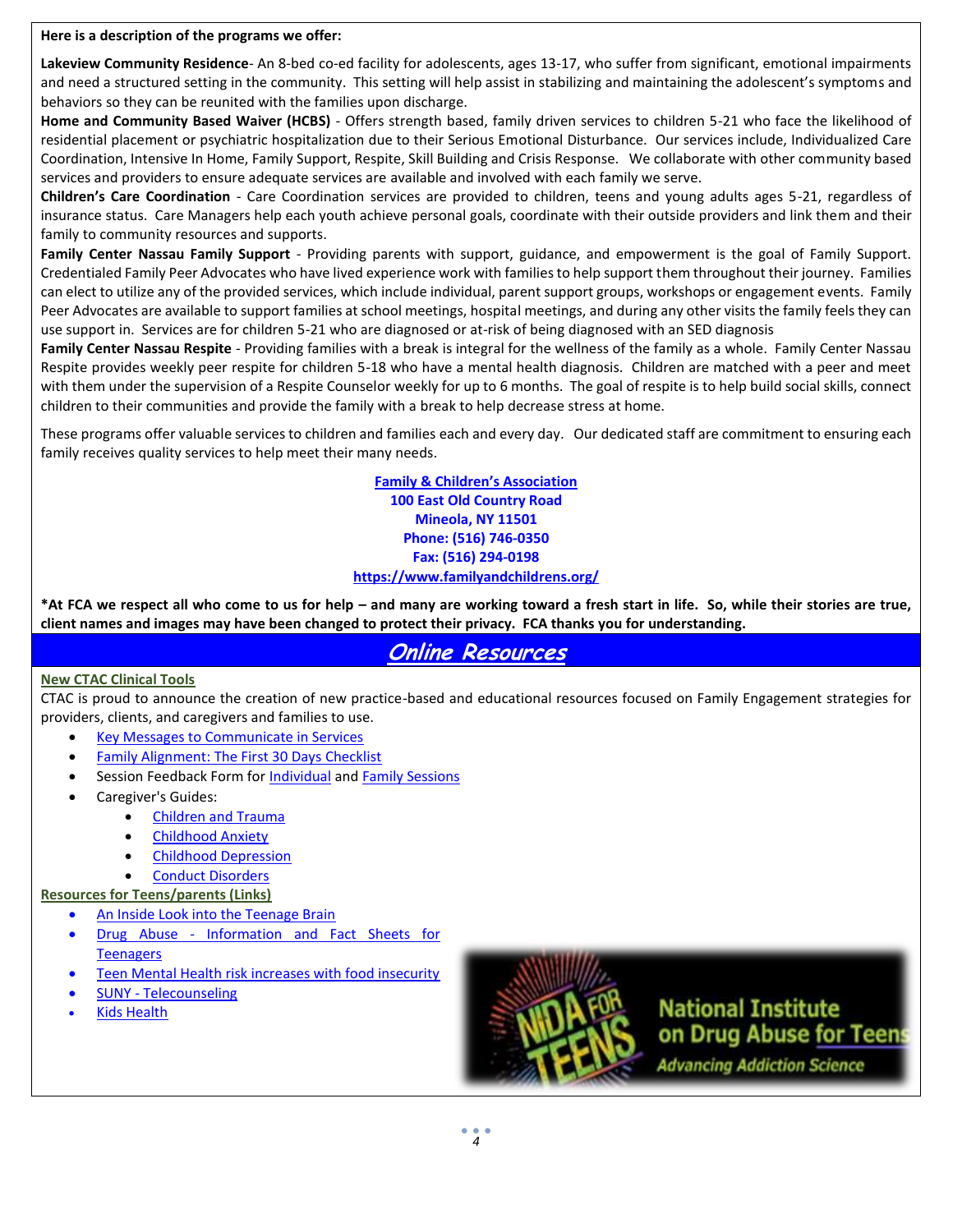**Here is a description of the programs we offer:**

**Lakeview Community Residence**- An 8-bed co-ed facility for adolescents, ages 13-17, who suffer from significant, emotional impairments and need a structured setting in the community. This setting will help assist in stabilizing and maintaining the adolescent's symptoms and behaviors so they can be reunited with the families upon discharge.

**Home and Community Based Waiver (HCBS)** - Offers strength based, family driven services to children 5-21 who face the likelihood of residential placement or psychiatric hospitalization due to their Serious Emotional Disturbance. Our services include, Individualized Care Coordination, Intensive In Home, Family Support, Respite, Skill Building and Crisis Response. We collaborate with other community based services and providers to ensure adequate services are available and involved with each family we serve.

**Children's Care Coordination** - Care Coordination services are provided to children, teens and young adults ages 5-21, regardless of insurance status. Care Managers help each youth achieve personal goals, coordinate with their outside providers and link them and their family to community resources and supports.

**Family Center Nassau Family Support** - Providing parents with support, guidance, and empowerment is the goal of Family Support. Credentialed Family Peer Advocates who have lived experience work with families to help support them throughout their journey. Families can elect to utilize any of the provided services, which include individual, parent support groups, workshops or engagement events. Family Peer Advocates are available to support families at school meetings, hospital meetings, and during any other visits the family feels they can use support in. Services are for children 5-21 who are diagnosed or at-risk of being diagnosed with an SED diagnosis

**Family Center Nassau Respite** - Providing families with a break is integral for the wellness of the family as a whole. Family Center Nassau Respite provides weekly peer respite for children 5-18 who have a mental health diagnosis. Children are matched with a peer and meet with them under the supervision of a Respite Counselor weekly for up to 6 months. The goal of respite is to help build social skills, connect children to their communities and provide the family with a break to help decrease stress at home.

These programs offer valuable services to children and families each and every day. Our dedicated staff are commitment to ensuring each family receives quality services to help meet their many needs.

**Family & Children's Association**
**100 East Old Country Road**
**Mineola, NY 11501**
**Phone: (516) 746-0350**
**Fax: (516) 294-0198**
**https://www.familyandchildrens.org/**

**\*At FCA we respect all who come to us for help – and many are working toward a fresh start in life. So, while their stories are true, client names and images may have been changed to protect their privacy. FCA thanks you for understanding.**

## Online Resources

**New CTAC Clinical Tools**

CTAC is proud to announce the creation of new practice-based and educational resources focused on Family Engagement strategies for providers, clients, and caregivers and families to use.

- Key Messages to Communicate in Services
- Family Alignment: The First 30 Days Checklist
- Session Feedback Form for Individual and Family Sessions
- Caregiver's Guides:
  - Children and Trauma
  - Childhood Anxiety
  - Childhood Depression
  - Conduct Disorders

**Resources for Teens/parents (Links)**

- An Inside Look into the Teenage Brain
- Drug Abuse - Information and Fact Sheets for Teenagers
- Teen Mental Health risk increases with food insecurity
- SUNY - Telecounseling
- Kids Health

NIDA FOR TEENS — National Institute on Drug Abuse for Teens — Advancing Addiction Science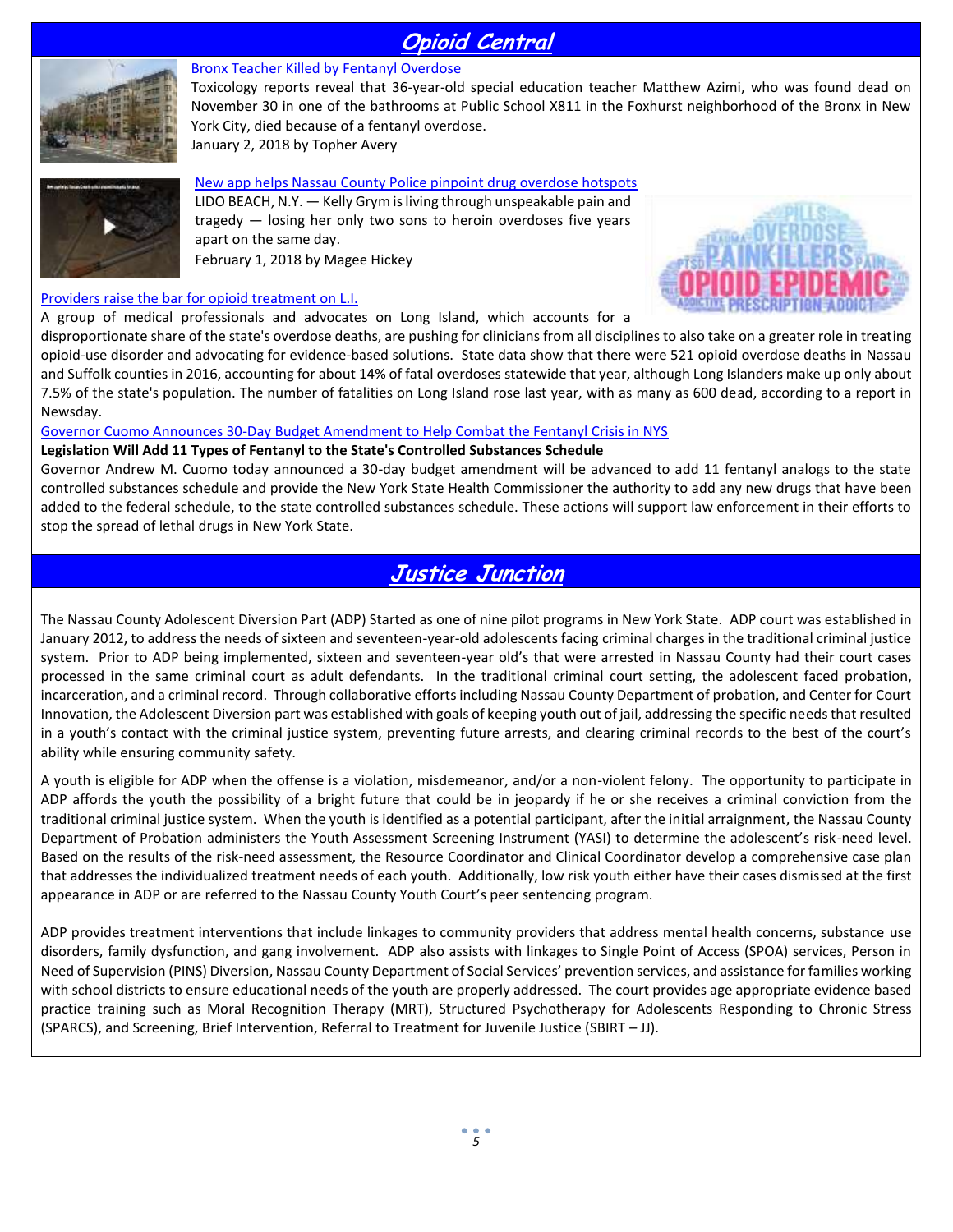# Opioid Central

**Bronx Teacher Killed by Fentanyl Overdose**

Toxicology reports reveal that 36-year-old special education teacher Matthew Azimi, who was found dead on November 30 in one of the bathrooms at Public School X811 in the Foxhurst neighborhood of the Bronx in New York City, died because of a fentanyl overdose.

January 2, 2018 by Topher Avery

**New app helps Nassau County Police pinpoint drug overdose hotspots**

LIDO BEACH, N.Y. — Kelly Grym is living through unspeakable pain and tragedy — losing her only two sons to heroin overdoses five years apart on the same day.

February 1, 2018 by Magee Hickey

**Providers raise the bar for opioid treatment on L.I.**

A group of medical professionals and advocates on Long Island, which accounts for a disproportionate share of the state's overdose deaths, are pushing for clinicians from all disciplines to also take on a greater role in treating opioid-use disorder and advocating for evidence-based solutions. State data show that there were 521 opioid overdose deaths in Nassau and Suffolk counties in 2016, accounting for about 14% of fatal overdoses statewide that year, although Long Islanders make up only about 7.5% of the state's population. The number of fatalities on Long Island rose last year, with as many as 600 dead, according to a report in Newsday.

**Governor Cuomo Announces 30-Day Budget Amendment to Help Combat the Fentanyl Crisis in NYS**

**Legislation Will Add 11 Types of Fentanyl to the State's Controlled Substances Schedule**

Governor Andrew M. Cuomo today announced a 30-day budget amendment will be advanced to add 11 fentanyl analogs to the state controlled substances schedule and provide the New York State Health Commissioner the authority to add any new drugs that have been added to the federal schedule, to the state controlled substances schedule. These actions will support law enforcement in their efforts to stop the spread of lethal drugs in New York State.

# Justice Junction

The Nassau County Adolescent Diversion Part (ADP) Started as one of nine pilot programs in New York State. ADP court was established in January 2012, to address the needs of sixteen and seventeen-year-old adolescents facing criminal charges in the traditional criminal justice system. Prior to ADP being implemented, sixteen and seventeen-year old's that were arrested in Nassau County had their court cases processed in the same criminal court as adult defendants. In the traditional criminal court setting, the adolescent faced probation, incarceration, and a criminal record. Through collaborative efforts including Nassau County Department of probation, and Center for Court Innovation, the Adolescent Diversion part was established with goals of keeping youth out of jail, addressing the specific needs that resulted in a youth's contact with the criminal justice system, preventing future arrests, and clearing criminal records to the best of the court's ability while ensuring community safety.

A youth is eligible for ADP when the offense is a violation, misdemeanor, and/or a non-violent felony. The opportunity to participate in ADP affords the youth the possibility of a bright future that could be in jeopardy if he or she receives a criminal conviction from the traditional criminal justice system. When the youth is identified as a potential participant, after the initial arraignment, the Nassau County Department of Probation administers the Youth Assessment Screening Instrument (YASI) to determine the adolescent's risk-need level. Based on the results of the risk-need assessment, the Resource Coordinator and Clinical Coordinator develop a comprehensive case plan that addresses the individualized treatment needs of each youth. Additionally, low risk youth either have their cases dismissed at the first appearance in ADP or are referred to the Nassau County Youth Court's peer sentencing program.

ADP provides treatment interventions that include linkages to community providers that address mental health concerns, substance use disorders, family dysfunction, and gang involvement. ADP also assists with linkages to Single Point of Access (SPOA) services, Person in Need of Supervision (PINS) Diversion, Nassau County Department of Social Services' prevention services, and assistance for families working with school districts to ensure educational needs of the youth are properly addressed. The court provides age appropriate evidence based practice training such as Moral Recognition Therapy (MRT), Structured Psychotherapy for Adolescents Responding to Chronic Stress (SPARCS), and Screening, Brief Intervention, Referral to Treatment for Juvenile Justice (SBIRT – JJ).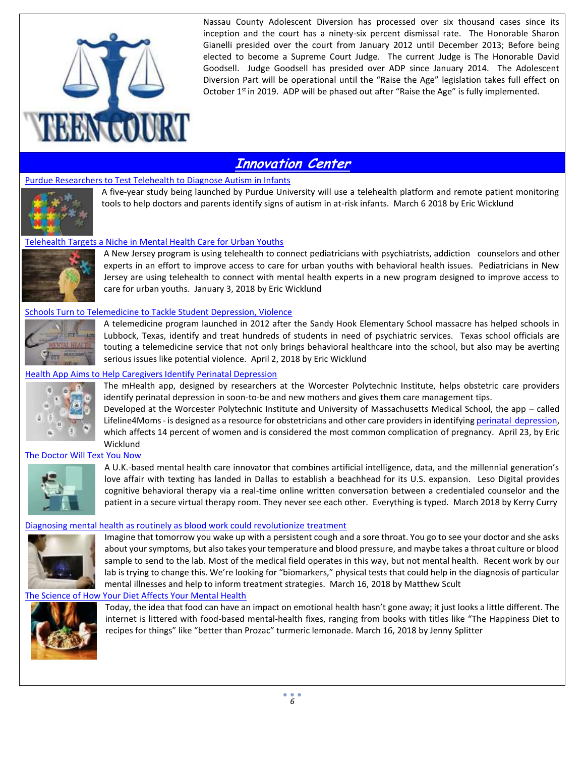Nassau County Adolescent Diversion has processed over six thousand cases since its inception and the court has a ninety-six percent dismissal rate. The Honorable Sharon Gianelli presided over the court from January 2012 until December 2013; Before being elected to become a Supreme Court Judge. The current Judge is The Honorable David Goodsell. Judge Goodsell has presided over ADP since January 2014. The Adolescent Diversion Part will be operational until the "Raise the Age" legislation takes full effect on October 1st in 2019. ADP will be phased out after "Raise the Age" is fully implemented.

## *Innovation Center*

[Purdue Researchers to Test Telehealth to Diagnose Autism in Infants]

A five-year study being launched by Purdue University will use a telehealth platform and remote patient monitoring tools to help doctors and parents identify signs of autism in at-risk infants. March 6 2018 by Eric Wicklund

[Telehealth Targets a Niche in Mental Health Care for Urban Youths]

A New Jersey program is using telehealth to connect pediatricians with psychiatrists, addiction counselors and other experts in an effort to improve access to care for urban youths with behavioral health issues. Pediatricians in New Jersey are using telehealth to connect with mental health experts in a new program designed to improve access to care for urban youths. January 3, 2018 by Eric Wicklund

[Schools Turn to Telemedicine to Tackle Student Depression, Violence]

A telemedicine program launched in 2012 after the Sandy Hook Elementary School massacre has helped schools in Lubbock, Texas, identify and treat hundreds of students in need of psychiatric services. Texas school officials are touting a telemedicine service that not only brings behavioral healthcare into the school, but also may be averting serious issues like potential violence. April 2, 2018 by Eric Wicklund

[Health App Aims to Help Caregivers Identify Perinatal Depression]

The mHealth app, designed by researchers at the Worcester Polytechnic Institute, helps obstetric care providers identify perinatal depression in soon-to-be and new mothers and gives them care management tips.

Developed at the Worcester Polytechnic Institute and University of Massachusetts Medical School, the app – called Lifeline4Moms - is designed as a resource for obstetricians and other care providers in identifying perinatal depression, which affects 14 percent of women and is considered the most common complication of pregnancy. April 23, by Eric Wicklund

[The Doctor Will Text You Now]

A U.K.-based mental health care innovator that combines artificial intelligence, data, and the millennial generation's love affair with texting has landed in Dallas to establish a beachhead for its U.S. expansion. Leso Digital provides cognitive behavioral therapy via a real-time online written conversation between a credentialed counselor and the patient in a secure virtual therapy room. They never see each other. Everything is typed. March 2018 by Kerry Curry

[Diagnosing mental health as routinely as blood work could revolutionize treatment]

Imagine that tomorrow you wake up with a persistent cough and a sore throat. You go to see your doctor and she asks about your symptoms, but also takes your temperature and blood pressure, and maybe takes a throat culture or blood sample to send to the lab. Most of the medical field operates in this way, but not mental health. Recent work by our lab is trying to change this. We're looking for "biomarkers," physical tests that could help in the diagnosis of particular mental illnesses and help to inform treatment strategies. March 16, 2018 by Matthew Scult

[The Science of How Your Diet Affects Your Mental Health]

Today, the idea that food can have an impact on emotional health hasn't gone away; it just looks a little different. The internet is littered with food-based mental-health fixes, ranging from books with titles like "The Happiness Diet to recipes for things" like "better than Prozac" turmeric lemonade. March 16, 2018 by Jenny Splitter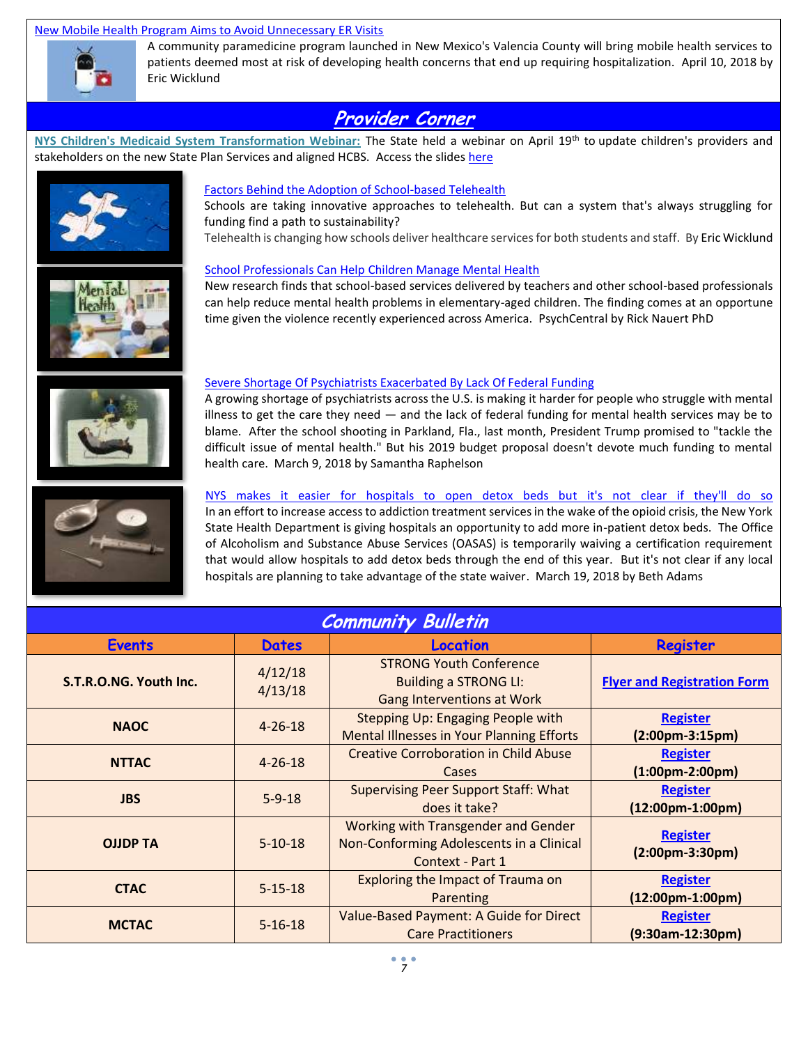New Mobile Health Program Aims to Avoid Unnecessary ER Visits

A community paramedicine program launched in New Mexico's Valencia County will bring mobile health services to patients deemed most at risk of developing health concerns that end up requiring hospitalization. April 10, 2018 by Eric Wicklund

## Provider Corner

**NYS Children's Medicaid System Transformation Webinar:** The State held a webinar on April 19th to update children's providers and stakeholders on the new State Plan Services and aligned HCBS. Access the slides here

Factors Behind the Adoption of School-based Telehealth

Schools are taking innovative approaches to telehealth. But can a system that's always struggling for funding find a path to sustainability?

Telehealth is changing how schools deliver healthcare services for both students and staff. By Eric Wicklund

School Professionals Can Help Children Manage Mental Health

New research finds that school-based services delivered by teachers and other school-based professionals can help reduce mental health problems in elementary-aged children. The finding comes at an opportune time given the violence recently experienced across America. PsychCentral by Rick Nauert PhD

Severe Shortage Of Psychiatrists Exacerbated By Lack Of Federal Funding

A growing shortage of psychiatrists across the U.S. is making it harder for people who struggle with mental illness to get the care they need — and the lack of federal funding for mental health services may be to blame. After the school shooting in Parkland, Fla., last month, President Trump promised to "tackle the difficult issue of mental health." But his 2019 budget proposal doesn't devote much funding to mental health care. March 9, 2018 by Samantha Raphelson

NYS makes it easier for hospitals to open detox beds but it's not clear if they'll do so

In an effort to increase access to addiction treatment services in the wake of the opioid crisis, the New York State Health Department is giving hospitals an opportunity to add more in-patient detox beds. The Office of Alcoholism and Substance Abuse Services (OASAS) is temporarily waiving a certification requirement that would allow hospitals to add detox beds through the end of this year. But it's not clear if any local hospitals are planning to take advantage of the state waiver. March 19, 2018 by Beth Adams

## Community Bulletin

| Events | Dates | Location | Register |
|---|---|---|---|
| **S.T.R.O.NG. Youth Inc.** | 4/12/18<br>4/13/18 | STRONG Youth Conference<br>Building a STRONG LI:<br>Gang Interventions at Work | **Flyer and Registration Form** |
| **NAOC** | 4-26-18 | Stepping Up: Engaging People with Mental Illnesses in Your Planning Efforts | **Register**<br>**(2:00pm-3:15pm)** |
| **NTTAC** | 4-26-18 | Creative Corroboration in Child Abuse Cases | **Register**<br>**(1:00pm-2:00pm)** |
| **JBS** | 5-9-18 | Supervising Peer Support Staff: What does it take? | **Register**<br>**(12:00pm-1:00pm)** |
| **OJJDP TA** | 5-10-18 | Working with Transgender and Gender Non-Conforming Adolescents in a Clinical Context - Part 1 | **Register**<br>**(2:00pm-3:30pm)** |
| **CTAC** | 5-15-18 | Exploring the Impact of Trauma on Parenting | **Register**<br>**(12:00pm-1:00pm)** |
| **MCTAC** | 5-16-18 | Value-Based Payment: A Guide for Direct Care Practitioners | **Register**<br>**(9:30am-12:30pm)** |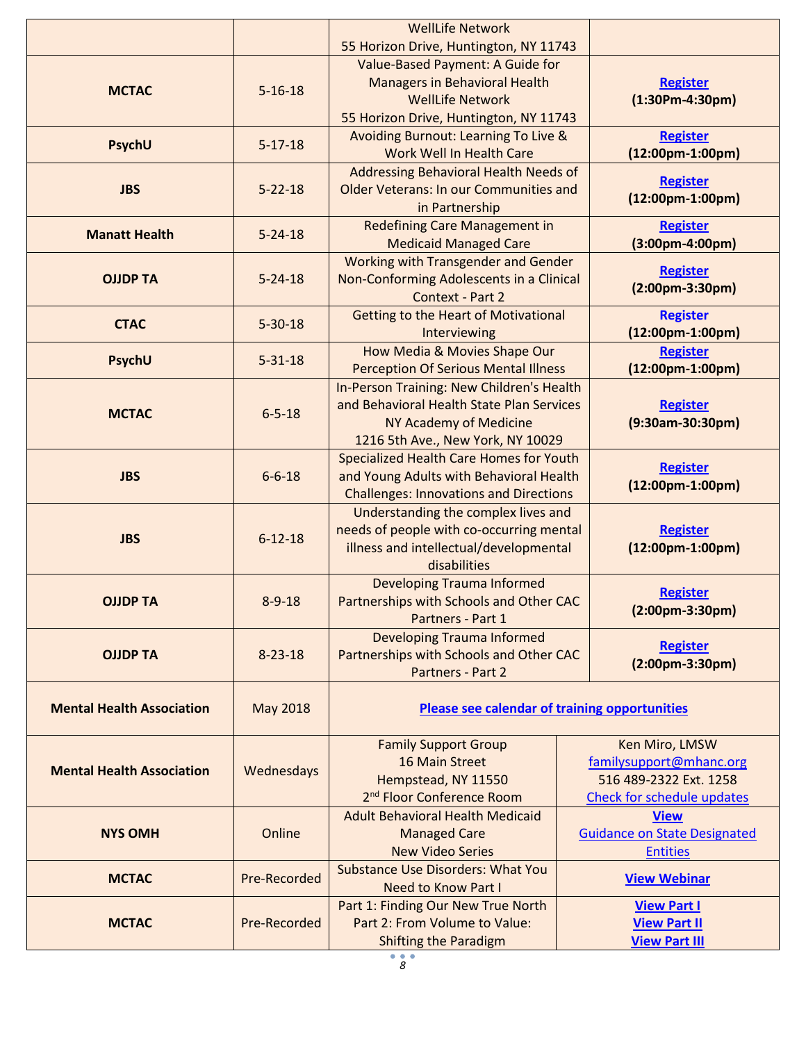| | | | |
|---|---|---|---|
| | | WellLife Network<br>55 Horizon Drive, Huntington, NY 11743 | |
| **MCTAC** | 5-16-18 | Value-Based Payment: A Guide for Managers in Behavioral Health<br>WellLife Network<br>55 Horizon Drive, Huntington, NY 11743 | **Register**<br>**(1:30Pm-4:30pm)** |
| **PsychU** | 5-17-18 | Avoiding Burnout: Learning To Live & Work Well In Health Care | **Register**<br>**(12:00pm-1:00pm)** |
| **JBS** | 5-22-18 | Addressing Behavioral Health Needs of Older Veterans: In our Communities and in Partnership | **Register**<br>**(12:00pm-1:00pm)** |
| **Manatt Health** | 5-24-18 | Redefining Care Management in Medicaid Managed Care | **Register**<br>**(3:00pm-4:00pm)** |
| **OJJDP TA** | 5-24-18 | Working with Transgender and Gender Non-Conforming Adolescents in a Clinical Context - Part 2 | **Register**<br>**(2:00pm-3:30pm)** |
| **CTAC** | 5-30-18 | Getting to the Heart of Motivational Interviewing | **Register**<br>**(12:00pm-1:00pm)** |
| **PsychU** | 5-31-18 | How Media & Movies Shape Our Perception Of Serious Mental Illness | **Register**<br>**(12:00pm-1:00pm)** |
| **MCTAC** | 6-5-18 | In-Person Training: New Children's Health and Behavioral Health State Plan Services<br>NY Academy of Medicine<br>1216 5th Ave., New York, NY 10029 | **Register**<br>**(9:30am-30:30pm)** |
| **JBS** | 6-6-18 | Specialized Health Care Homes for Youth and Young Adults with Behavioral Health Challenges: Innovations and Directions | **Register**<br>**(12:00pm-1:00pm)** |
| **JBS** | 6-12-18 | Understanding the complex lives and needs of people with co-occurring mental illness and intellectual/developmental disabilities | **Register**<br>**(12:00pm-1:00pm)** |
| **OJJDP TA** | 8-9-18 | Developing Trauma Informed Partnerships with Schools and Other CAC Partners - Part 1 | **Register**<br>**(2:00pm-3:30pm)** |
| **OJJDP TA** | 8-23-18 | Developing Trauma Informed Partnerships with Schools and Other CAC Partners - Part 2 | **Register**<br>**(2:00pm-3:30pm)** |
| **Mental Health Association** | May 2018 | **Please see calendar of training opportunities** | |
| **Mental Health Association** | Wednesdays | Family Support Group<br>16 Main Street<br>Hempstead, NY 11550<br>2nd Floor Conference Room | Ken Miro, LMSW<br>familysupport@mhanc.org<br>516 489-2322 Ext. 1258<br>Check for schedule updates |
| **NYS OMH** | Online | Adult Behavioral Health Medicaid Managed Care<br>New Video Series | **View**<br>Guidance on State Designated Entities |
| **MCTAC** | Pre-Recorded | Substance Use Disorders: What You Need to Know Part I | **View Webinar** |
| **MCTAC** | Pre-Recorded | Part 1: Finding Our New True North<br>Part 2: From Volume to Value: Shifting the Paradigm | **View Part I**<br>**View Part II**<br>**View Part III** |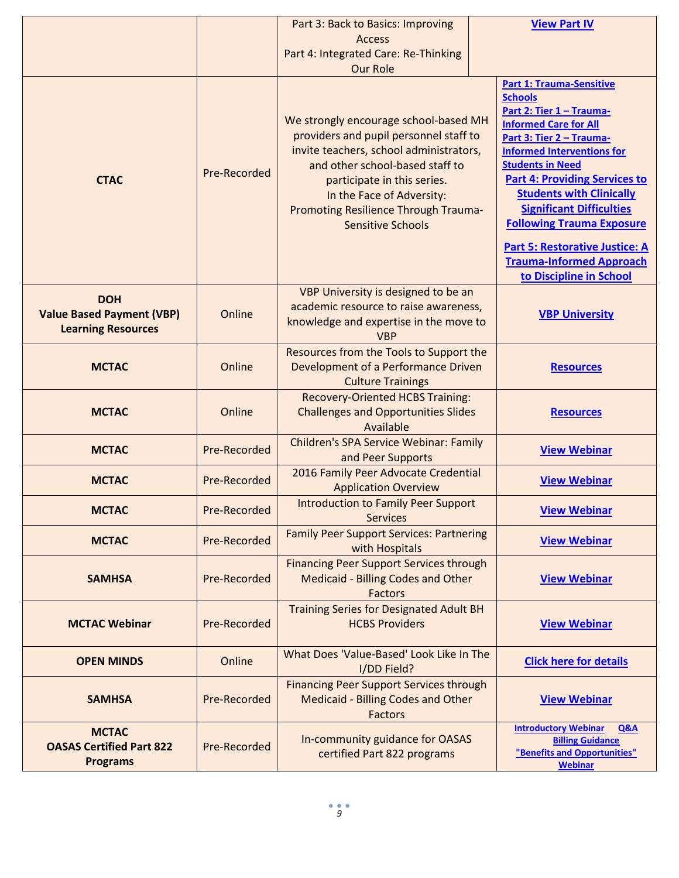| | | | |
|---|---|---|---|
| | | Part 3: Back to Basics: Improving Access<br>Part 4: Integrated Care: Re-Thinking Our Role | [View Part IV] |
| **CTAC** | Pre-Recorded | We strongly encourage school-based MH providers and pupil personnel staff to invite teachers, school administrators, and other school-based staff to participate in this series.<br>In the Face of Adversity: Promoting Resilience Through Trauma-Sensitive Schools | **Part 1: Trauma-Sensitive Schools**<br>**Part 2: Tier 1 – Trauma-Informed Care for All**<br>**Part 3: Tier 2 – Trauma-Informed Interventions for Students in Need**<br>**Part 4: Providing Services to Students with Clinically Significant Difficulties Following Trauma Exposure**<br>**Part 5: Restorative Justice: A Trauma-Informed Approach to Discipline in School** |
| **DOH Value Based Payment (VBP) Learning Resources** | Online | VBP University is designed to be an academic resource to raise awareness, knowledge and expertise in the move to VBP | **VBP University** |
| **MCTAC** | Online | Resources from the Tools to Support the Development of a Performance Driven Culture Trainings | **Resources** |
| **MCTAC** | Online | Recovery-Oriented HCBS Training: Challenges and Opportunities Slides Available | **Resources** |
| **MCTAC** | Pre-Recorded | Children's SPA Service Webinar: Family and Peer Supports | **View Webinar** |
| **MCTAC** | Pre-Recorded | 2016 Family Peer Advocate Credential Application Overview | **View Webinar** |
| **MCTAC** | Pre-Recorded | Introduction to Family Peer Support Services | **View Webinar** |
| **MCTAC** | Pre-Recorded | Family Peer Support Services: Partnering with Hospitals | **View Webinar** |
| **SAMHSA** | Pre-Recorded | Financing Peer Support Services through Medicaid - Billing Codes and Other Factors | **View Webinar** |
| **MCTAC Webinar** | Pre-Recorded | Training Series for Designated Adult BH HCBS Providers | **View Webinar** |
| **OPEN MINDS** | Online | What Does 'Value-Based' Look Like In The I/DD Field? | **Click here for details** |
| **SAMHSA** | Pre-Recorded | Financing Peer Support Services through Medicaid - Billing Codes and Other Factors | **View Webinar** |
| **MCTAC OASAS Certified Part 822 Programs** | Pre-Recorded | In-community guidance for OASAS certified Part 822 programs | **Introductory Webinar** **Q&A**<br>**Billing Guidance**<br>**"Benefits and Opportunities" Webinar** |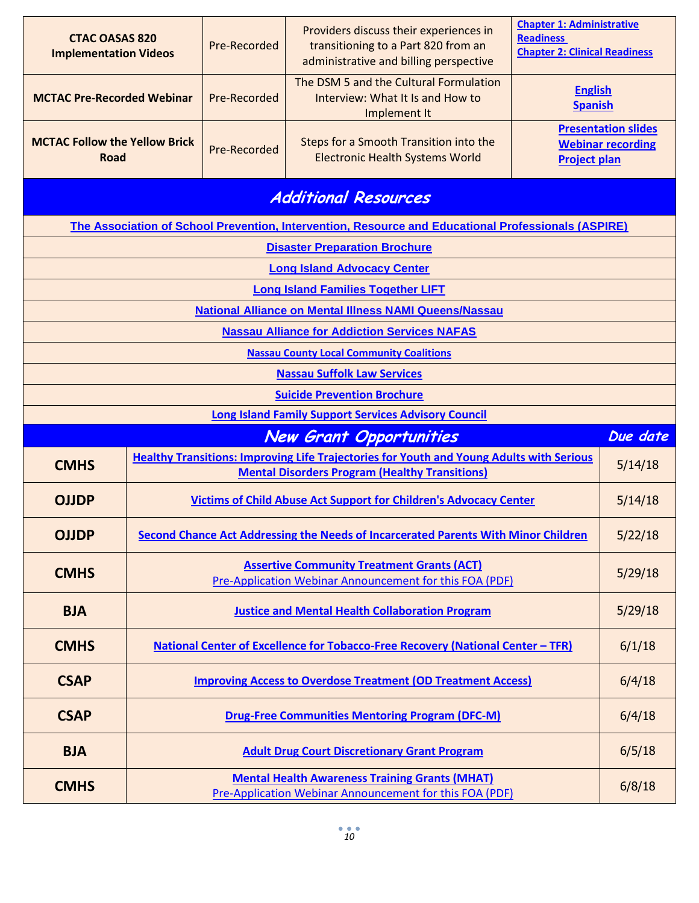| | | | |
|---|---|---|---|
| **CTAC OASAS 820 Implementation Videos** | Pre-Recorded | Providers discuss their experiences in transitioning to a Part 820 from an administrative and billing perspective | **Chapter 1: Administrative Readiness**<br>**Chapter 2: Clinical Readiness** |
| **MCTAC Pre-Recorded Webinar** | Pre-Recorded | The DSM 5 and the Cultural Formulation Interview: What It Is and How to Implement It | **English**<br>**Spanish** |
| **MCTAC Follow the Yellow Brick Road** | Pre-Recorded | Steps for a Smooth Transition into the Electronic Health Systems World | **Presentation slides**<br>**Webinar recording**<br>**Project plan** |

## Additional Resources

- **The Association of School Prevention, Intervention, Resource and Educational Professionals (ASPIRE)**
- **Disaster Preparation Brochure**
- **Long Island Advocacy Center**
- **Long Island Families Together LIFT**
- **National Alliance on Mental Illness NAMI Queens/Nassau**
- **Nassau Alliance for Addiction Services NAFAS**
- **Nassau County Local Community Coalitions**
- **Nassau Suffolk Law Services**
- **Suicide Prevention Brochure**
- **Long Island Family Support Services Advisory Council**

## New Grant Opportunities

| | New Grant Opportunities | Due date |
|---|---|---|
| **CMHS** | **Healthy Transitions: Improving Life Trajectories for Youth and Young Adults with Serious Mental Disorders Program (Healthy Transitions)** | 5/14/18 |
| **OJJDP** | **Victims of Child Abuse Act Support for Children's Advocacy Center** | 5/14/18 |
| **OJJDP** | **Second Chance Act Addressing the Needs of Incarcerated Parents With Minor Children** | 5/22/18 |
| **CMHS** | **Assertive Community Treatment Grants (ACT)**<br>Pre-Application Webinar Announcement for this FOA (PDF) | 5/29/18 |
| **BJA** | **Justice and Mental Health Collaboration Program** | 5/29/18 |
| **CMHS** | **National Center of Excellence for Tobacco-Free Recovery (National Center – TFR)** | 6/1/18 |
| **CSAP** | **Improving Access to Overdose Treatment (OD Treatment Access)** | 6/4/18 |
| **CSAP** | **Drug-Free Communities Mentoring Program (DFC-M)** | 6/4/18 |
| **BJA** | **Adult Drug Court Discretionary Grant Program** | 6/5/18 |
| **CMHS** | **Mental Health Awareness Training Grants (MHAT)**<br>Pre-Application Webinar Announcement for this FOA (PDF) | 6/8/18 |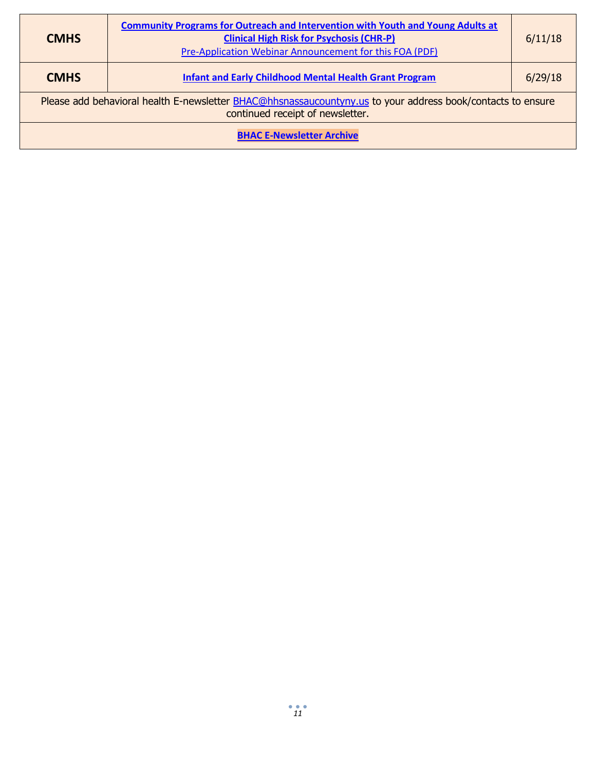| | | |
|---|---|---|
| **CMHS** | **Community Programs for Outreach and Intervention with Youth and Young Adults at Clinical High Risk for Psychosis (CHR-P)**<br>Pre-Application Webinar Announcement for this FOA (PDF) | 6/11/18 |
| **CMHS** | **Infant and Early Childhood Mental Health Grant Program** | 6/29/18 |

Please add behavioral health E-newsletter BHAC@hhsnassaucountyny.us to your address book/contacts to ensure continued receipt of newsletter.

**BHAC E-Newsletter Archive**